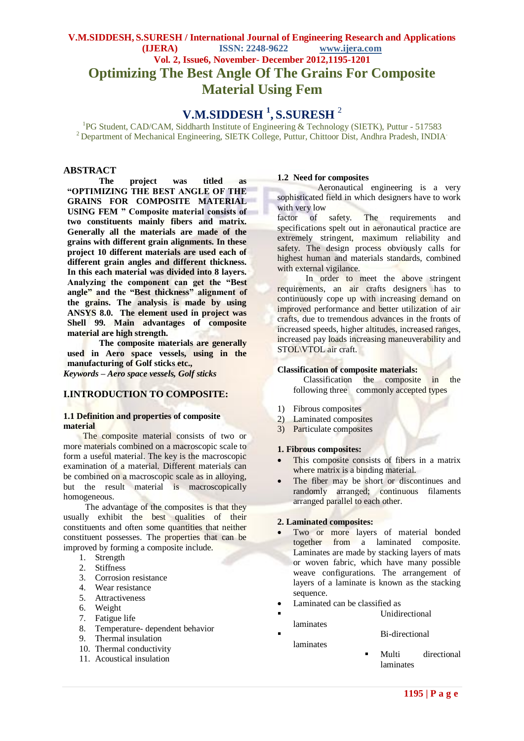# Optimizing The Best Angle Of The Grains For Composite Material Using Fem

## V.M.SIDDESH [1], S.SURESH [2]

[1]PG Student, CAD/CAM, Siddharth Institute of Engineering & Technology (SIETK), Puttur - 517583
[2] Department of Mechanical Engineering, SIETK College, Puttur, Chittoor Dist, Andhra Pradesh, INDIA

## ABSTRACT

**The project was titled as "OPTIMIZING THE BEST ANGLE OF THE GRAINS FOR COMPOSITE MATERIAL USING FEM " Composite material consists of two constituents mainly fibers and matrix. Generally all the materials are made of the grains with different grain alignments. In these project 10 different materials are used each of different grain angles and different thickness. In this each material was divided into 8 layers. Analyzing the component can get the "Best angle" and the "Best thickness" alignment of the grains. The analysis is made by using ANSYS 8.0. The element used in project was Shell 99. Main advantages of composite material are high strength.**

**The composite materials are generally used in Aero space vessels, using in the manufacturing of Golf sticks etc.,**

***Keywords – Aero space vessels, Golf sticks***

## I.INTRODUCTION TO COMPOSITE:

### 1.1 Definition and properties of composite material

The composite material consists of two or more materials combined on a macroscopic scale to form a useful material. The key is the macroscopic examination of a material. Different materials can be combined on a macroscopic scale as in alloying, but the result material is macroscopically homogeneous.

The advantage of the composites is that they usually exhibit the best qualities of their constituents and often some quantities that neither constituent possesses. The properties that can be improved by forming a composite include.

1. Strength
2. Stiffness
3. Corrosion resistance
4. Wear resistance
5. Attractiveness
6. Weight
7. Fatigue life
8. Temperature- dependent behavior
9. Thermal insulation
10. Thermal conductivity
11. Acoustical insulation

### 1.2 Need for composites

Aeronautical engineering is a very sophisticated field in which designers have to work with very low factor of safety. The requirements and specifications spelt out in aeronautical practice are extremely stringent, maximum reliability and safety. The design process obviously calls for highest human and materials standards, combined with external vigilance.

In order to meet the above stringent requirements, an air crafts designers has to continuously cope up with increasing demand on improved performance and better utilization of air crafts, due to tremendous advances in the fronts of increased speeds, higher altitudes, increased ranges, increased pay loads increasing maneuverability and STOL\VTOL air craft.

### Classification of composite materials:

Classification the composite in the following three commonly accepted types

1) Fibrous composites
2) Laminated composites
3) Particulate composites

### 1. Fibrous composites:

- This composite consists of fibers in a matrix where matrix is a binding material.
- The fiber may be short or discontinues and randomly arranged; continuous filaments arranged parallel to each other.

### 2. Laminated composites:

- Two or more layers of material bonded together from a laminated composite. Laminates are made by stacking layers of mats or woven fabric, which have many possible weave configurations. The arrangement of layers of a laminate is known as the stacking sequence.
- Laminated can be classified as
    - Unidirectional laminates
    - Bi-directional laminates
    - Multi directional laminates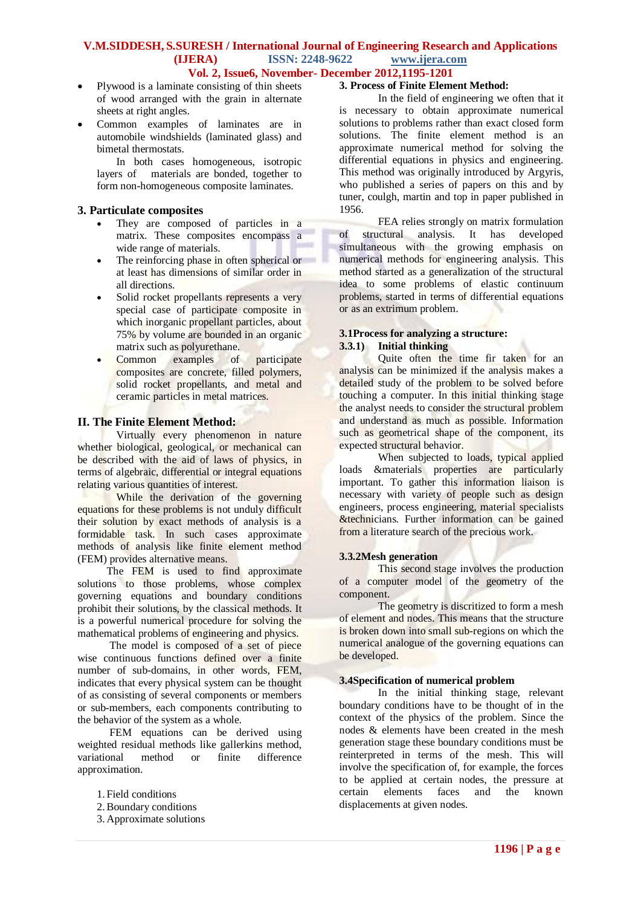- Plywood is a laminate consisting of thin sheets of wood arranged with the grain in alternate sheets at right angles.
- Common examples of laminates are in automobile windshields (laminated glass) and bimetal thermostats.

In both cases homogeneous, isotropic layers of materials are bonded, together to form non-homogeneous composite laminates.

### 3. Particulate composites

- They are composed of particles in a matrix. These composites encompass a wide range of materials.
- The reinforcing phase in often spherical or at least has dimensions of similar order in all directions.
- Solid rocket propellants represents a very special case of participate composite in which inorganic propellant particles, about 75% by volume are bounded in an organic matrix such as polyurethane.
- Common examples of participate composites are concrete, filled polymers, solid rocket propellants, and metal and ceramic particles in metal matrices.

## II. The Finite Element Method:

Virtually every phenomenon in nature whether biological, geological, or mechanical can be described with the aid of laws of physics, in terms of algebraic, differential or integral equations relating various quantities of interest.

While the derivation of the governing equations for these problems is not unduly difficult their solution by exact methods of analysis is a formidable task. In such cases approximate methods of analysis like finite element method (FEM) provides alternative means.

The FEM is used to find approximate solutions to those problems, whose complex governing equations and boundary conditions prohibit their solutions, by the classical methods. It is a powerful numerical procedure for solving the mathematical problems of engineering and physics.

The model is composed of a set of piece wise continuous functions defined over a finite number of sub-domains, in other words, FEM, indicates that every physical system can be thought of as consisting of several components or members or sub-members, each components contributing to the behavior of the system as a whole.

FEM equations can be derived using weighted residual methods like gallerkins method, variational method or finite difference approximation.

1. Field conditions
2. Boundary conditions
3. Approximate solutions

### 3. Process of Finite Element Method:

In the field of engineering we often that it is necessary to obtain approximate numerical solutions to problems rather than exact closed form solutions. The finite element method is an approximate numerical method for solving the differential equations in physics and engineering. This method was originally introduced by Argyris, who published a series of papers on this and by tuner, coulgh, martin and top in paper published in 1956.

FEA relies strongly on matrix formulation of structural analysis. It has developed simultaneous with the growing emphasis on numerical methods for engineering analysis. This method started as a generalization of the structural idea to some problems of elastic continuum problems, started in terms of differential equations or as an extrimum problem.

#### 3.1Process for analyzing a structure:

#### 3.3.1) Initial thinking

Quite often the time fir taken for an analysis can be minimized if the analysis makes a detailed study of the problem to be solved before touching a computer. In this initial thinking stage the analyst needs to consider the structural problem and understand as much as possible. Information such as geometrical shape of the component, its expected structural behavior.

When subjected to loads, typical applied loads &materials properties are particularly important. To gather this information liaison is necessary with variety of people such as design engineers, process engineering, material specialists &technicians. Further information can be gained from a literature search of the precious work.

#### 3.3.2Mesh generation

This second stage involves the production of a computer model of the geometry of the component.

The geometry is discritized to form a mesh of element and nodes. This means that the structure is broken down into small sub-regions on which the numerical analogue of the governing equations can be developed.

#### 3.4Specification of numerical problem

In the initial thinking stage, relevant boundary conditions have to be thought of in the context of the physics of the problem. Since the nodes & elements have been created in the mesh generation stage these boundary conditions must be reinterpreted in terms of the mesh. This will involve the specification of, for example, the forces to be applied at certain nodes, the pressure at certain elements faces and the known displacements at given nodes.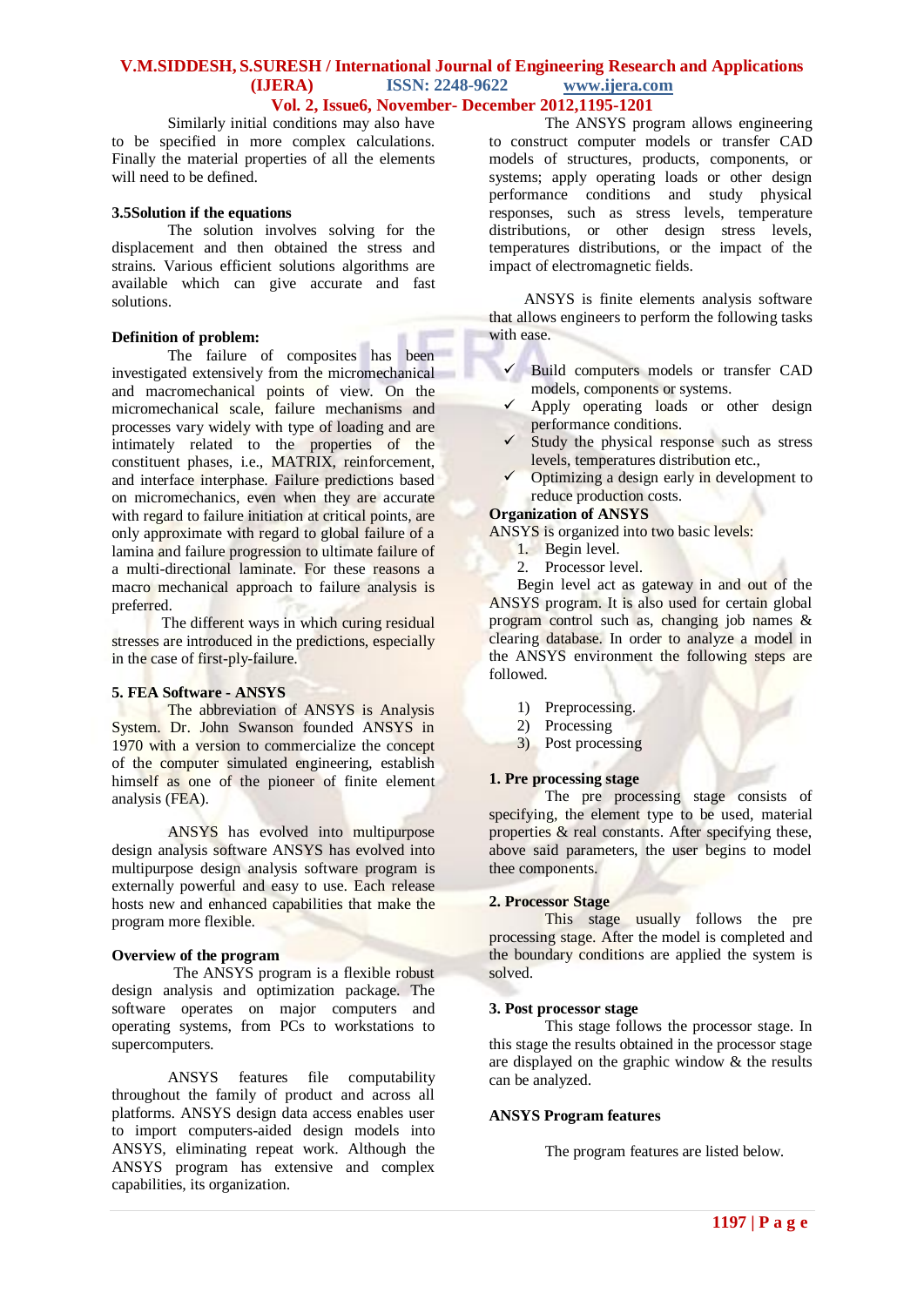Similarly initial conditions may also have to be specified in more complex calculations. Finally the material properties of all the elements will need to be defined.

### 3.5Solution if the equations

The solution involves solving for the displacement and then obtained the stress and strains. Various efficient solutions algorithms are available which can give accurate and fast solutions.

### Definition of problem:

The failure of composites has been investigated extensively from the micromechanical and macromechanical points of view. On the micromechanical scale, failure mechanisms and processes vary widely with type of loading and are intimately related to the properties of the constituent phases, i.e., MATRIX, reinforcement, and interface interphase. Failure predictions based on micromechanics, even when they are accurate with regard to failure initiation at critical points, are only approximate with regard to global failure of a lamina and failure progression to ultimate failure of a multi-directional laminate. For these reasons a macro mechanical approach to failure analysis is preferred.

The different ways in which curing residual stresses are introduced in the predictions, especially in the case of first-ply-failure.

## 5. FEA Software - ANSYS

The abbreviation of ANSYS is Analysis System. Dr. John Swanson founded ANSYS in 1970 with a version to commercialize the concept of the computer simulated engineering, establish himself as one of the pioneer of finite element analysis (FEA).

ANSYS has evolved into multipurpose design analysis software ANSYS has evolved into multipurpose design analysis software program is externally powerful and easy to use. Each release hosts new and enhanced capabilities that make the program more flexible.

### Overview of the program

The ANSYS program is a flexible robust design analysis and optimization package. The software operates on major computers and operating systems, from PCs to workstations to supercomputers.

ANSYS features file computability throughout the family of product and across all platforms. ANSYS design data access enables user to import computers-aided design models into ANSYS, eliminating repeat work. Although the ANSYS program has extensive and complex capabilities, its organization.

The ANSYS program allows engineering to construct computer models or transfer CAD models of structures, products, components, or systems; apply operating loads or other design performance conditions and study physical responses, such as stress levels, temperature distributions, or other design stress levels, temperatures distributions, or the impact of the impact of electromagnetic fields.

ANSYS is finite elements analysis software that allows engineers to perform the following tasks with ease.

- ✓ Build computers models or transfer CAD models, components or systems.
- ✓ Apply operating loads or other design performance conditions.
- ✓ Study the physical response such as stress levels, temperatures distribution etc.,
- ✓ Optimizing a design early in development to reduce production costs.

### Organization of ANSYS

ANSYS is organized into two basic levels:

1. Begin level.
2. Processor level.

Begin level act as gateway in and out of the ANSYS program. It is also used for certain global program control such as, changing job names & clearing database. In order to analyze a model in the ANSYS environment the following steps are followed.

1) Preprocessing.
2) Processing
3) Post processing

### 1. Pre processing stage

The pre processing stage consists of specifying, the element type to be used, material properties & real constants. After specifying these, above said parameters, the user begins to model thee components.

### 2. Processor Stage

This stage usually follows the pre processing stage. After the model is completed and the boundary conditions are applied the system is solved.

### 3. Post processor stage

This stage follows the processor stage. In this stage the results obtained in the processor stage are displayed on the graphic window & the results can be analyzed.

### ANSYS Program features

The program features are listed below.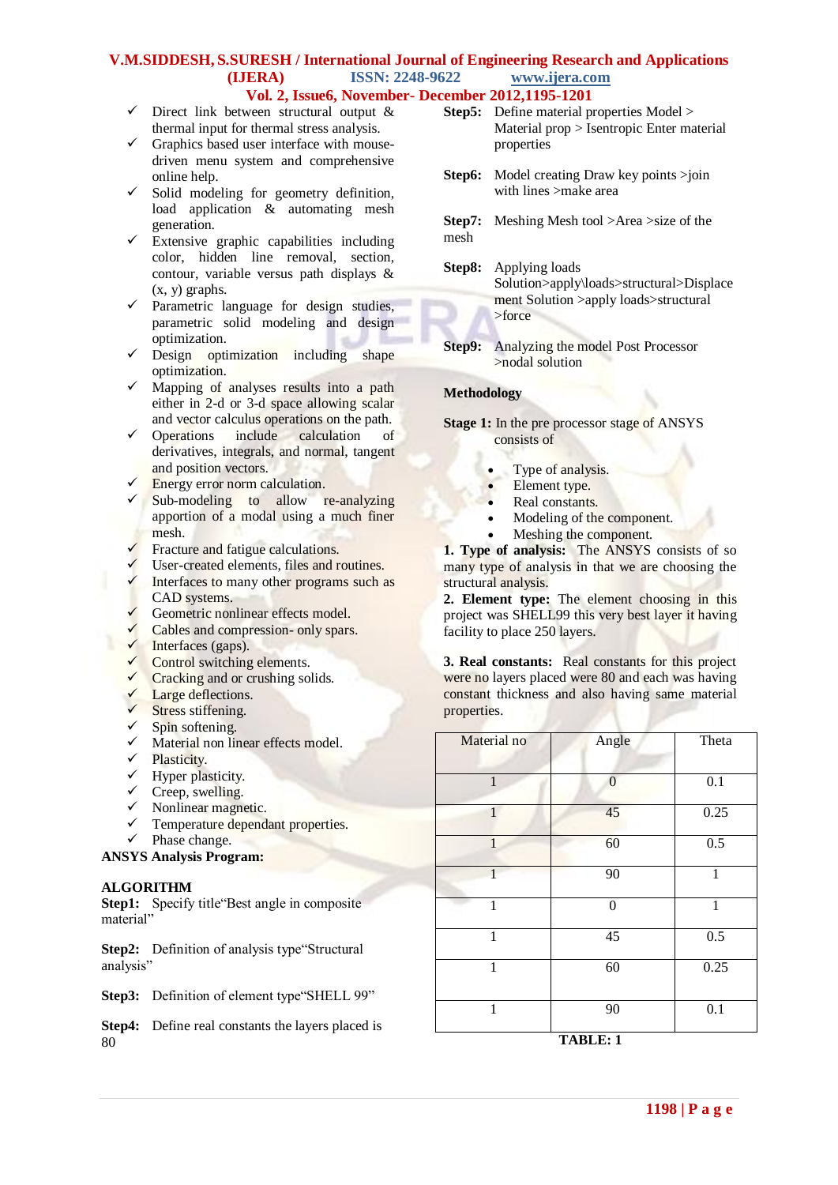- ✓ Direct link between structural output & thermal input for thermal stress analysis.
- ✓ Graphics based user interface with mouse-driven menu system and comprehensive online help.
- ✓ Solid modeling for geometry definition, load application & automating mesh generation.
- ✓ Extensive graphic capabilities including color, hidden line removal, section, contour, variable versus path displays & (x, y) graphs.
- ✓ Parametric language for design studies, parametric solid modeling and design optimization.
- ✓ Design optimization including shape optimization.
- ✓ Mapping of analyses results into a path either in 2-d or 3-d space allowing scalar and vector calculus operations on the path.
- ✓ Operations include calculation of derivatives, integrals, and normal, tangent and position vectors.
- ✓ Energy error norm calculation.
- ✓ Sub-modeling to allow re-analyzing apportion of a modal using a much finer mesh.
- ✓ Fracture and fatigue calculations.
- ✓ User-created elements, files and routines.
- ✓ Interfaces to many other programs such as CAD systems.
- ✓ Geometric nonlinear effects model.
- ✓ Cables and compression- only spars.
- ✓ Interfaces (gaps).
- ✓ Control switching elements.
- ✓ Cracking and or crushing solids.
- ✓ Large deflections.
- ✓ Stress stiffening.
- ✓ Spin softening.
- ✓ Material non linear effects model.
- ✓ Plasticity.
- ✓ Hyper plasticity.
- ✓ Creep, swelling.
- ✓ Nonlinear magnetic.
- ✓ Temperature dependant properties.
- ✓ Phase change.

**ANSYS Analysis Program:**

**ALGORITHM**

**Step1:** Specify title"Best angle in composite material"

**Step2:** Definition of analysis type"Structural analysis"

**Step3:** Definition of element type"SHELL 99"

**Step4:** Define real constants the layers placed is 80

**Step5:** Define material properties Model > Material prop > Isentropic Enter material properties

**Step6:** Model creating Draw key points >join with lines >make area

**Step7:** Meshing Mesh tool >Area >size of the mesh

**Step8:** Applying loads Solution>apply\loads>structural>Displacement Solution >apply loads>structural >force

**Step9:** Analyzing the model Post Processor >nodal solution

**Methodology**

**Stage 1:** In the pre processor stage of ANSYS consists of

- Type of analysis.
- Element type.
- Real constants.
- Modeling of the component.
- Meshing the component.

**1. Type of analysis:** The ANSYS consists of so many type of analysis in that we are choosing the structural analysis.

**2. Element type:** The element choosing in this project was SHELL99 this very best layer it having facility to place 250 layers.

**3. Real constants:** Real constants for this project were no layers placed were 80 and each was having constant thickness and also having same material properties.

| Material no | Angle | Theta |
|---|---|---|
| 1 | 0 | 0.1 |
| 1 | 45 | 0.25 |
| 1 | 60 | 0.5 |
| 1 | 90 | 1 |
| 1 | 0 | 1 |
| 1 | 45 | 0.5 |
| 1 | 60 | 0.25 |
| 1 | 90 | 0.1 |

**TABLE: 1**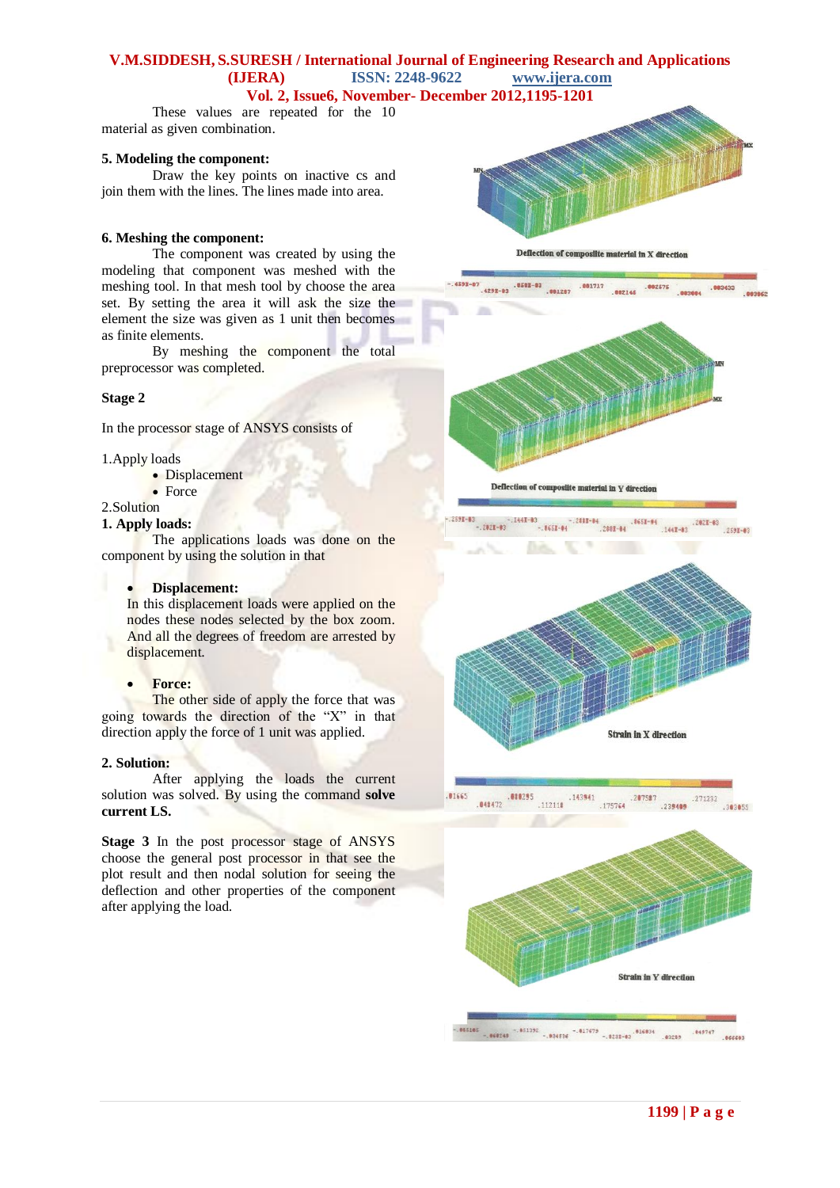These values are repeated for the 10 material as given combination.

### 5. Modeling the component:

Draw the key points on inactive cs and join them with the lines. The lines made into area.

### 6. Meshing the component:

The component was created by using the modeling that component was meshed with the meshing tool. In that mesh tool by choose the area set. By setting the area it will ask the size the element the size was given as 1 unit then becomes as finite elements.

By meshing the component the total preprocessor was completed.

## Stage 2

In the processor stage of ANSYS consists of

1.Apply loads

- Displacement
- Force

2.Solution

### 1. Apply loads:

The applications loads was done on the component by using the solution in that

- **Displacement:**
  In this displacement loads were applied on the nodes these nodes selected by the box zoom. And all the degrees of freedom are arrested by displacement.

- **Force:**
  The other side of apply the force that was going towards the direction of the "X" in that direction apply the force of 1 unit was applied.

### 2. Solution:

After applying the loads the current solution was solved. By using the command **solve current LS.**

**Stage 3** In the post processor stage of ANSYS choose the general post processor in that see the plot result and then nodal solution for seeing the deflection and other properties of the component after applying the load.

Deflection of composite material in X direction

Deflection of composite material in Y direction

Strain in X direction

Strain in Y direction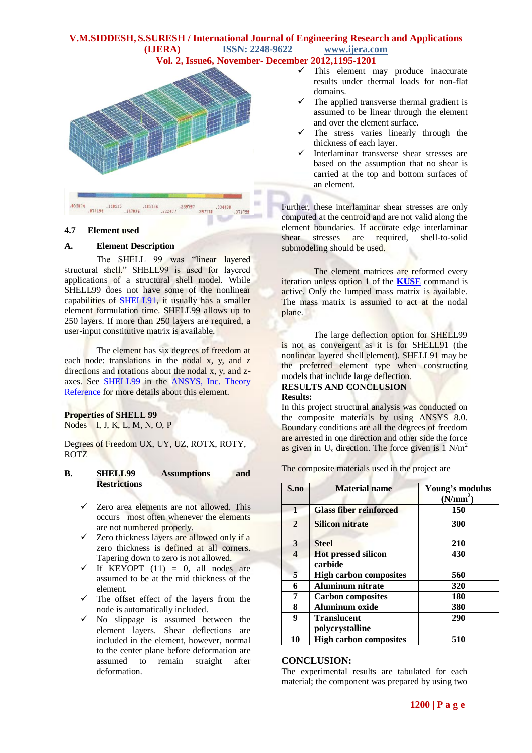- This element may produce inaccurate results under thermal loads for non-flat domains.
- The applied transverse thermal gradient is assumed to be linear through the element and over the element surface.
- The stress varies linearly through the thickness of each layer.
- Interlaminar transverse shear stresses are based on the assumption that no shear is carried at the top and bottom surfaces of an element.

Further, these interlaminar shear stresses are only computed at the centroid and are not valid along the element boundaries. If accurate edge interlaminar shear stresses are required, shell-to-solid submodeling should be used.

The element matrices are reformed every iteration unless option 1 of the **KUSE** command is active. Only the lumped mass matrix is available. The mass matrix is assumed to act at the nodal plane.

The large deflection option for SHELL99 is not as convergent as it is for SHELL91 (the nonlinear layered shell element). SHELL91 may be the preferred element type when constructing models that include large deflection.

### 4.7 Element used

#### A. Element Description

The SHELL 99 was "linear layered structural shell." SHELL99 is used for layered applications of a structural shell model. While SHELL99 does not have some of the nonlinear capabilities of SHELL91, it usually has a smaller element formulation time. SHELL99 allows up to 250 layers. If more than 250 layers are required, a user-input constitutive matrix is available.

The element has six degrees of freedom at each node: translations in the nodal x, y, and z directions and rotations about the nodal x, y, and z-axes. See SHELL99 in the ANSYS, Inc. Theory Reference for more details about this element.

**Properties of SHELL 99**

Nodes I, J, K, L, M, N, O, P

Degrees of Freedom UX, UY, UZ, ROTX, ROTY, ROTZ

#### B. SHELL99 Assumptions and Restrictions

- Zero area elements are not allowed. This occurs most often whenever the elements are not numbered properly.
- Zero thickness layers are allowed only if a zero thickness is defined at all corners. Tapering down to zero is not allowed.
- If KEYOPT (11) = 0, all nodes are assumed to be at the mid thickness of the element.
- The offset effect of the layers from the node is automatically included.
- No slippage is assumed between the element layers. Shear deflections are included in the element, however, normal to the center plane before deformation are assumed to remain straight after deformation.

## RESULTS AND CONCLUSION

**Results:**

In this project structural analysis was conducted on the composite materials by using ANSYS 8.0. Boundary conditions are all the degrees of freedom are arrested in one direction and other side the force as given in $U_x$ direction. The force given is 1 $N/m^2$

The composite materials used in the project are

| S.no | Material name | Young's modulus ($N/mm^2$) |
|---|---|---|
| 1 | Glass fiber reinforced | 150 |
| 2 | Silicon nitrate | 300 |
| 3 | Steel | 210 |
| 4 | Hot pressed silicon carbide | 430 |
| 5 | High carbon composites | 560 |
| 6 | Aluminum nitrate | 320 |
| 7 | Carbon composites | 180 |
| 8 | Aluminum oxide | 380 |
| 9 | Translucent polycrystalline | 290 |
| 10 | High carbon composites | 510 |

## CONCLUSION:

The experimental results are tabulated for each material; the component was prepared by using two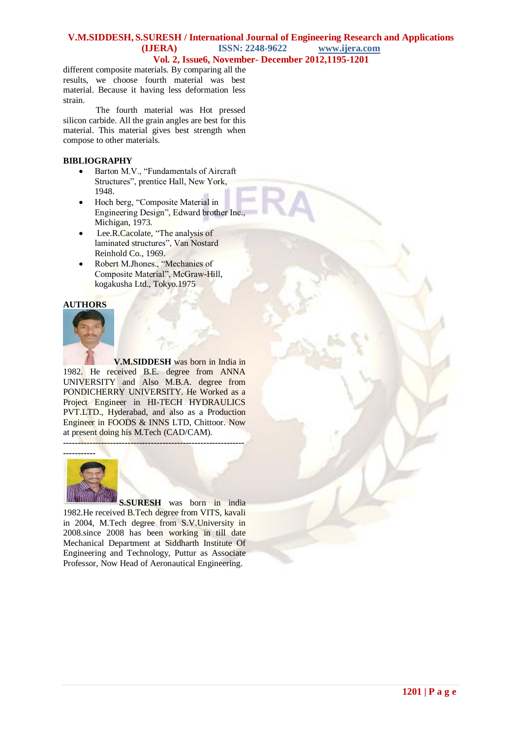different composite materials. By comparing all the results, we choose fourth material was best material. Because it having less deformation less strain.

The fourth material was Hot pressed silicon carbide. All the grain angles are best for this material. This material gives best strength when compose to other materials.

## BIBLIOGRAPHY

- Barton M.V., "Fundamentals of Aircraft Structures", prentice Hall, New York, 1948.
- Hoch berg, "Composite Material in Engineering Design", Edward brother Inc., Michigan, 1973.
- Lee.R.Cacolate, "The analysis of laminated structures", Van Nostard Reinhold Co., 1969.
- Robert M.Jhones., "Mechanics of Composite Material", McGraw-Hill, kogakusha Ltd., Tokyo.1975

## AUTHORS

**V.M.SIDDESH** was born in India in 1982. He received B.E. degree from ANNA UNIVERSITY and Also M.B.A. degree from PONDICHERRY UNIVERSITY. He Worked as a Project Engineer in HI-TECH HYDRAULICS PVT.LTD., Hyderabad, and also as a Production Engineer in FOODS & INNS LTD, Chittoor. Now at present doing his M.Tech (CAD/CAM).

---

**S.SURESH** was born in india 1982.He received B.Tech degree from VITS, kavali in 2004, M.Tech degree from S.V.University in 2008.since 2008 has been working in till date Mechanical Department at Siddharth Institute Of Engineering and Technology, Puttur as Associate Professor, Now Head of Aeronautical Engineering.